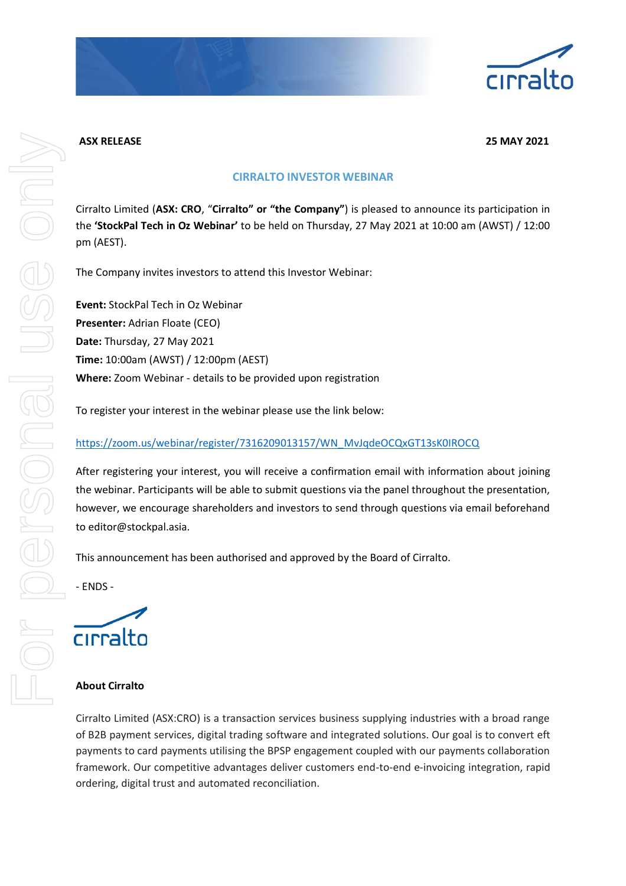**ASX RELEASE** **25 MAY 2021**

## CIRRALTO INVESTOR WEBINAR

Cirralto Limited (**ASX: CRO**, "**Cirralto" or "the Company"**) is pleased to announce its participation in the **'StockPal Tech in Oz Webinar'** to be held on Thursday, 27 May 2021 at 10:00 am (AWST) / 12:00 pm (AEST).

The Company invites investors to attend this Investor Webinar:

**Event:** StockPal Tech in Oz Webinar
**Presenter:** Adrian Floate (CEO)
**Date:** Thursday, 27 May 2021
**Time:** 10:00am (AWST) / 12:00pm (AEST)
**Where:** Zoom Webinar - details to be provided upon registration

To register your interest in the webinar please use the link below:

https://zoom.us/webinar/register/7316209013157/WN_MvJqdeOCQxGT13sK0IROCQ

After registering your interest, you will receive a confirmation email with information about joining the webinar. Participants will be able to submit questions via the panel throughout the presentation, however, we encourage shareholders and investors to send through questions via email beforehand to editor@stockpal.asia.

This announcement has been authorised and approved by the Board of Cirralto.

- ENDS -

**About Cirralto**

Cirralto Limited (ASX:CRO) is a transaction services business supplying industries with a broad range of B2B payment services, digital trading software and integrated solutions. Our goal is to convert eft payments to card payments utilising the BPSP engagement coupled with our payments collaboration framework. Our competitive advantages deliver customers end-to-end e-invoicing integration, rapid ordering, digital trust and automated reconciliation.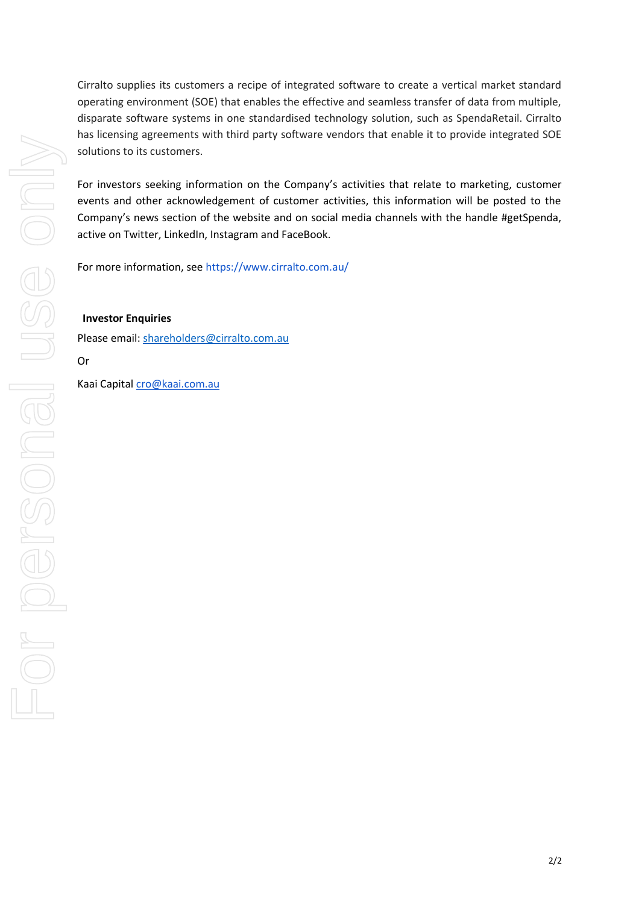Cirralto supplies its customers a recipe of integrated software to create a vertical market standard operating environment (SOE) that enables the effective and seamless transfer of data from multiple, disparate software systems in one standardised technology solution, such as SpendaRetail. Cirralto has licensing agreements with third party software vendors that enable it to provide integrated SOE solutions to its customers.

For investors seeking information on the Company's activities that relate to marketing, customer events and other acknowledgement of customer activities, this information will be posted to the Company's news section of the website and on social media channels with the handle #getSpenda, active on Twitter, LinkedIn, Instagram and FaceBook.

For more information, see https://www.cirralto.com.au/

**Investor Enquiries**

Please email: shareholders@cirralto.com.au

Or

Kaai Capital cro@kaai.com.au